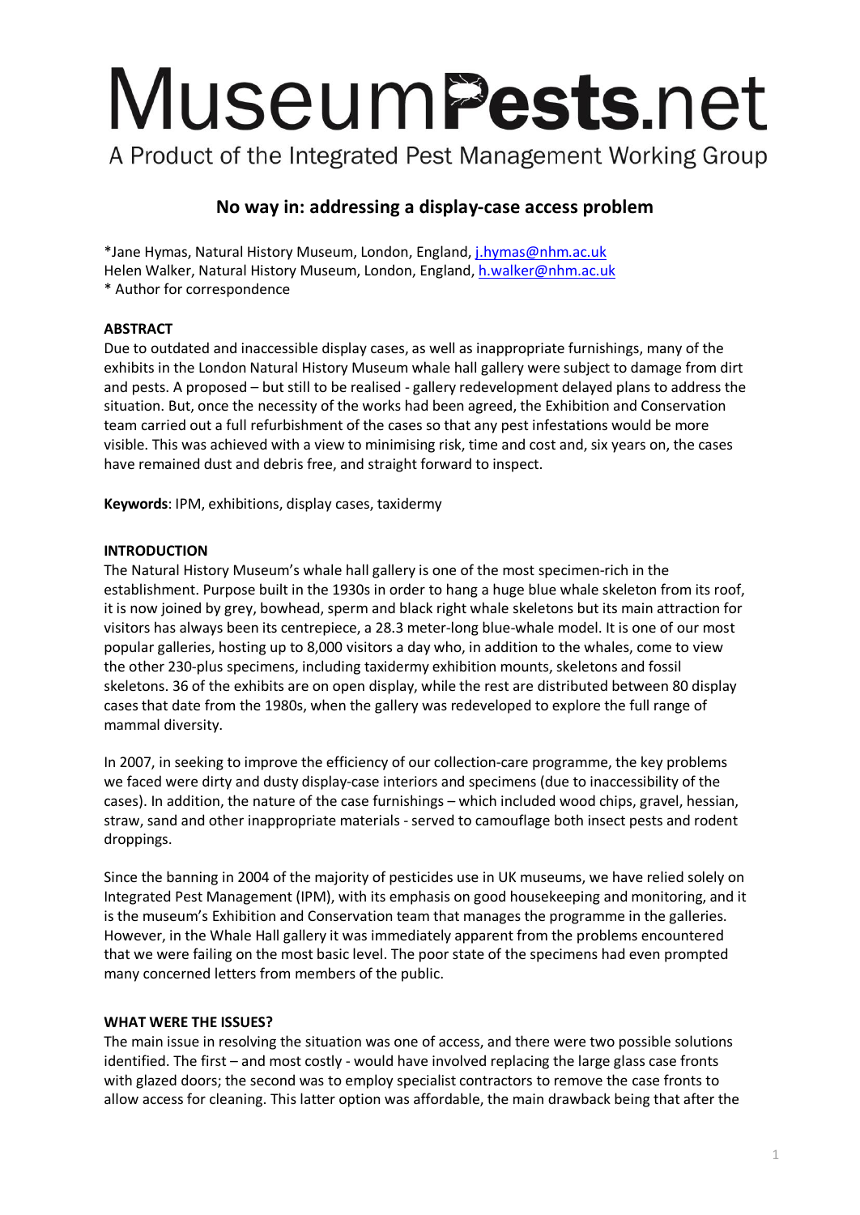# MuseumPests.net

A Product of the Integrated Pest Management Working Group

## No way in: addressing a display-case access problem

*Jane Hymas, Natural History Museum, London, England, j.hymas@nhm.ac.uk
Helen Walker, Natural History Museum, London, England, h.walker@nhm.ac.uk
* Author for correspondence

### ABSTRACT

Due to outdated and inaccessible display cases, as well as inappropriate furnishings, many of the exhibits in the London Natural History Museum whale hall gallery were subject to damage from dirt and pests. A proposed – but still to be realised - gallery redevelopment delayed plans to address the situation. But, once the necessity of the works had been agreed, the Exhibition and Conservation team carried out a full refurbishment of the cases so that any pest infestations would be more visible. This was achieved with a view to minimising risk, time and cost and, six years on, the cases have remained dust and debris free, and straight forward to inspect.

**Keywords**: IPM, exhibitions, display cases, taxidermy

### INTRODUCTION

The Natural History Museum's whale hall gallery is one of the most specimen-rich in the establishment. Purpose built in the 1930s in order to hang a huge blue whale skeleton from its roof, it is now joined by grey, bowhead, sperm and black right whale skeletons but its main attraction for visitors has always been its centrepiece, a 28.3 meter-long blue-whale model. It is one of our most popular galleries, hosting up to 8,000 visitors a day who, in addition to the whales, come to view the other 230-plus specimens, including taxidermy exhibition mounts, skeletons and fossil skeletons. 36 of the exhibits are on open display, while the rest are distributed between 80 display cases that date from the 1980s, when the gallery was redeveloped to explore the full range of mammal diversity.

In 2007, in seeking to improve the efficiency of our collection-care programme, the key problems we faced were dirty and dusty display-case interiors and specimens (due to inaccessibility of the cases). In addition, the nature of the case furnishings – which included wood chips, gravel, hessian, straw, sand and other inappropriate materials - served to camouflage both insect pests and rodent droppings.

Since the banning in 2004 of the majority of pesticides use in UK museums, we have relied solely on Integrated Pest Management (IPM), with its emphasis on good housekeeping and monitoring, and it is the museum's Exhibition and Conservation team that manages the programme in the galleries. However, in the Whale Hall gallery it was immediately apparent from the problems encountered that we were failing on the most basic level. The poor state of the specimens had even prompted many concerned letters from members of the public.

### WHAT WERE THE ISSUES?

The main issue in resolving the situation was one of access, and there were two possible solutions identified. The first – and most costly - would have involved replacing the large glass case fronts with glazed doors; the second was to employ specialist contractors to remove the case fronts to allow access for cleaning. This latter option was affordable, the main drawback being that after the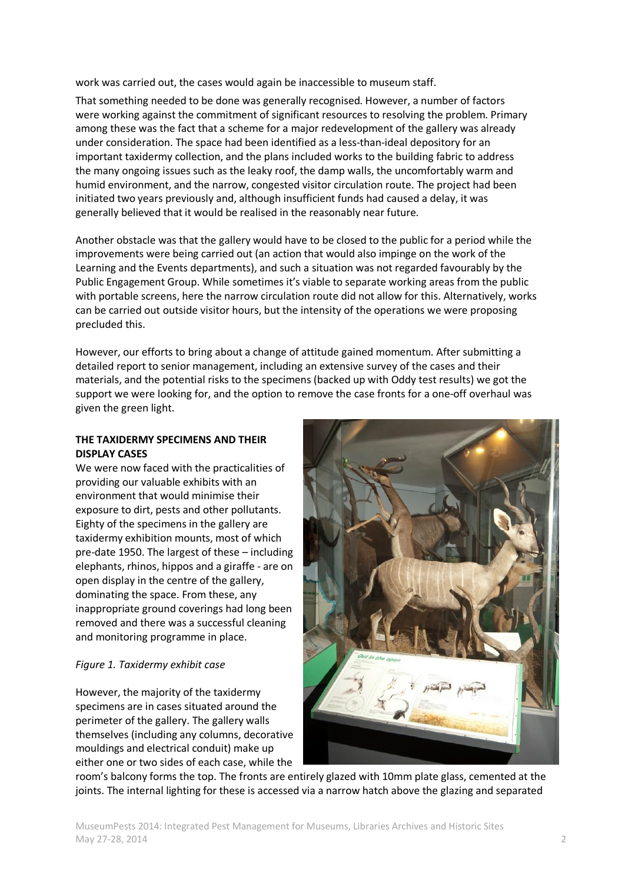work was carried out, the cases would again be inaccessible to museum staff.

That something needed to be done was generally recognised. However, a number of factors were working against the commitment of significant resources to resolving the problem. Primary among these was the fact that a scheme for a major redevelopment of the gallery was already under consideration. The space had been identified as a less-than-ideal depository for an important taxidermy collection, and the plans included works to the building fabric to address the many ongoing issues such as the leaky roof, the damp walls, the uncomfortably warm and humid environment, and the narrow, congested visitor circulation route. The project had been initiated two years previously and, although insufficient funds had caused a delay, it was generally believed that it would be realised in the reasonably near future.

Another obstacle was that the gallery would have to be closed to the public for a period while the improvements were being carried out (an action that would also impinge on the work of the Learning and the Events departments), and such a situation was not regarded favourably by the Public Engagement Group. While sometimes it's viable to separate working areas from the public with portable screens, here the narrow circulation route did not allow for this. Alternatively, works can be carried out outside visitor hours, but the intensity of the operations we were proposing precluded this.

However, our efforts to bring about a change of attitude gained momentum. After submitting a detailed report to senior management, including an extensive survey of the cases and their materials, and the potential risks to the specimens (backed up with Oddy test results) we got the support we were looking for, and the option to remove the case fronts for a one-off overhaul was given the green light.

**THE TAXIDERMY SPECIMENS AND THEIR DISPLAY CASES**

We were now faced with the practicalities of providing our valuable exhibits with an environment that would minimise their exposure to dirt, pests and other pollutants. Eighty of the specimens in the gallery are taxidermy exhibition mounts, most of which pre-date 1950. The largest of these – including elephants, rhinos, hippos and a giraffe - are on open display in the centre of the gallery, dominating the space. From these, any inappropriate ground coverings had long been removed and there was a successful cleaning and monitoring programme in place.

*Figure 1. Taxidermy exhibit case*

However, the majority of the taxidermy specimens are in cases situated around the perimeter of the gallery. The gallery walls themselves (including any columns, decorative mouldings and electrical conduit) make up either one or two sides of each case, while the room's balcony forms the top. The fronts are entirely glazed with 10mm plate glass, cemented at the joints. The internal lighting for these is accessed via a narrow hatch above the glazing and separated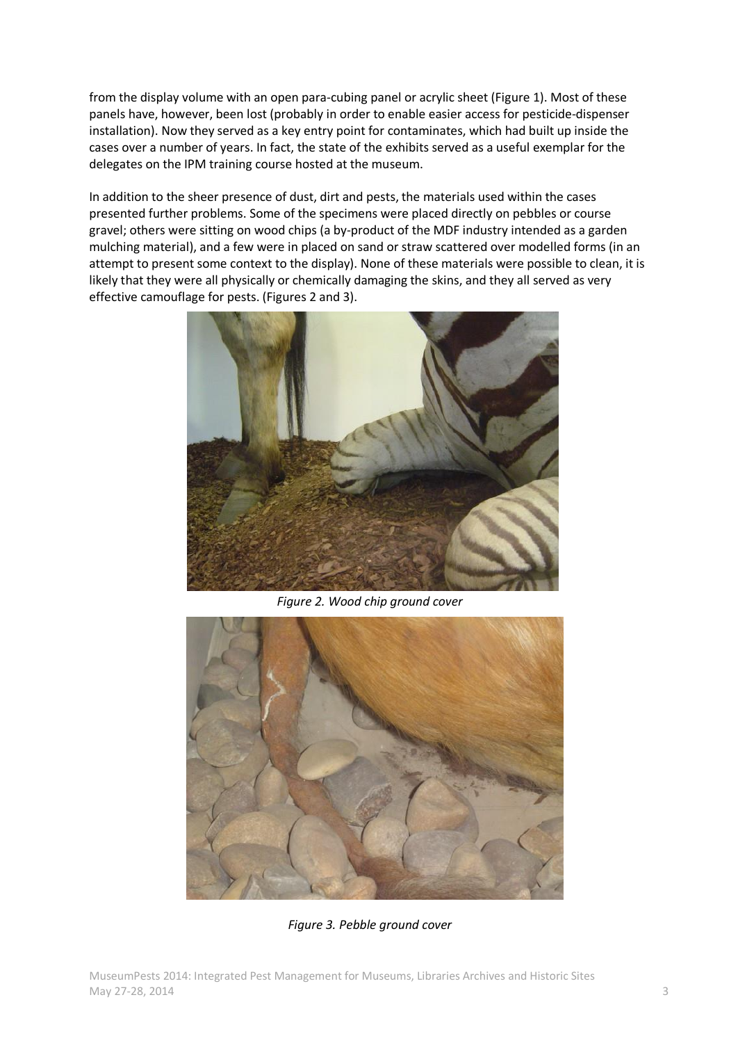from the display volume with an open para-cubing panel or acrylic sheet (Figure 1). Most of these panels have, however, been lost (probably in order to enable easier access for pesticide-dispenser installation). Now they served as a key entry point for contaminates, which had built up inside the cases over a number of years. In fact, the state of the exhibits served as a useful exemplar for the delegates on the IPM training course hosted at the museum.

In addition to the sheer presence of dust, dirt and pests, the materials used within the cases presented further problems. Some of the specimens were placed directly on pebbles or course gravel; others were sitting on wood chips (a by-product of the MDF industry intended as a garden mulching material), and a few were in placed on sand or straw scattered over modelled forms (in an attempt to present some context to the display). None of these materials were possible to clean, it is likely that they were all physically or chemically damaging the skins, and they all served as very effective camouflage for pests. (Figures 2 and 3).

*Figure 2. Wood chip ground cover*

*Figure 3. Pebble ground cover*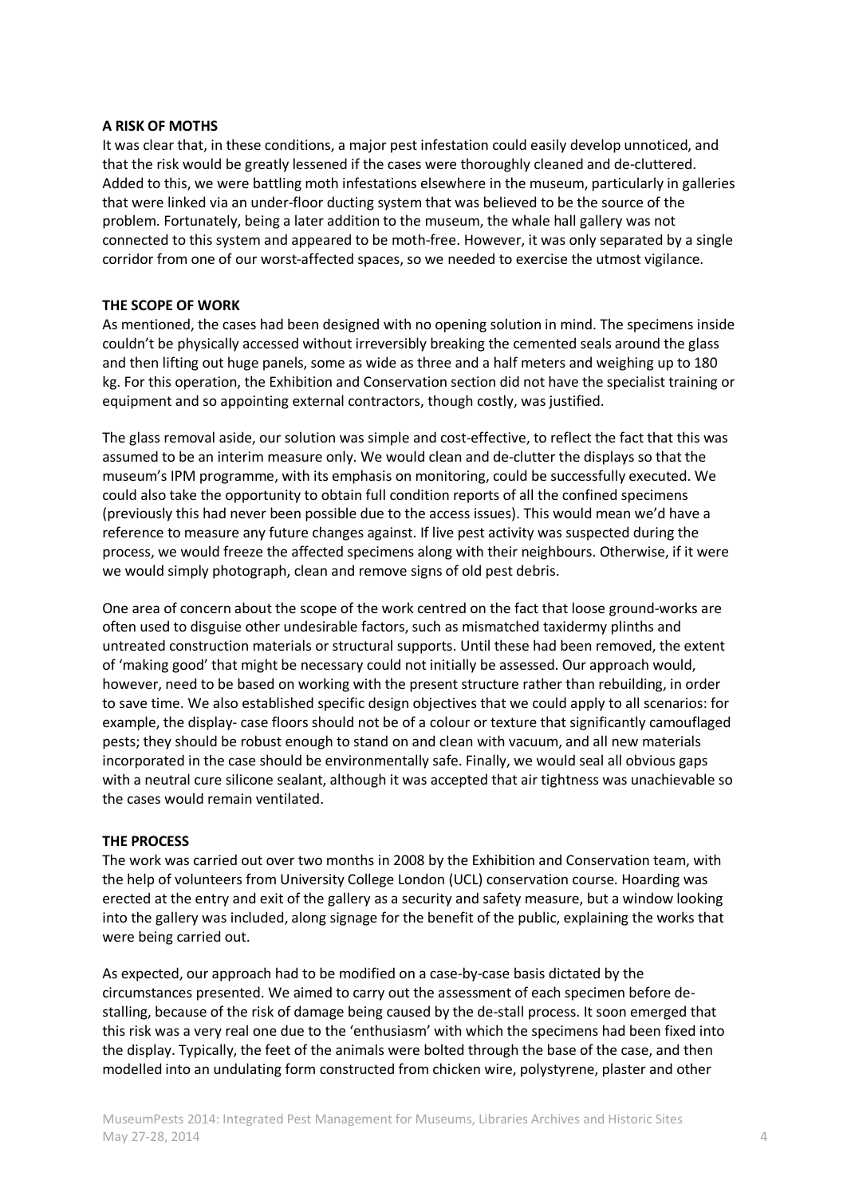**A RISK OF MOTHS**

It was clear that, in these conditions, a major pest infestation could easily develop unnoticed, and that the risk would be greatly lessened if the cases were thoroughly cleaned and de-cluttered. Added to this, we were battling moth infestations elsewhere in the museum, particularly in galleries that were linked via an under-floor ducting system that was believed to be the source of the problem. Fortunately, being a later addition to the museum, the whale hall gallery was not connected to this system and appeared to be moth-free. However, it was only separated by a single corridor from one of our worst-affected spaces, so we needed to exercise the utmost vigilance.

**THE SCOPE OF WORK**

As mentioned, the cases had been designed with no opening solution in mind. The specimens inside couldn't be physically accessed without irreversibly breaking the cemented seals around the glass and then lifting out huge panels, some as wide as three and a half meters and weighing up to 180 kg. For this operation, the Exhibition and Conservation section did not have the specialist training or equipment and so appointing external contractors, though costly, was justified.

The glass removal aside, our solution was simple and cost-effective, to reflect the fact that this was assumed to be an interim measure only. We would clean and de-clutter the displays so that the museum's IPM programme, with its emphasis on monitoring, could be successfully executed. We could also take the opportunity to obtain full condition reports of all the confined specimens (previously this had never been possible due to the access issues). This would mean we'd have a reference to measure any future changes against. If live pest activity was suspected during the process, we would freeze the affected specimens along with their neighbours. Otherwise, if it were we would simply photograph, clean and remove signs of old pest debris.

One area of concern about the scope of the work centred on the fact that loose ground-works are often used to disguise other undesirable factors, such as mismatched taxidermy plinths and untreated construction materials or structural supports. Until these had been removed, the extent of 'making good' that might be necessary could not initially be assessed. Our approach would, however, need to be based on working with the present structure rather than rebuilding, in order to save time. We also established specific design objectives that we could apply to all scenarios: for example, the display- case floors should not be of a colour or texture that significantly camouflaged pests; they should be robust enough to stand on and clean with vacuum, and all new materials incorporated in the case should be environmentally safe. Finally, we would seal all obvious gaps with a neutral cure silicone sealant, although it was accepted that air tightness was unachievable so the cases would remain ventilated.

**THE PROCESS**

The work was carried out over two months in 2008 by the Exhibition and Conservation team, with the help of volunteers from University College London (UCL) conservation course. Hoarding was erected at the entry and exit of the gallery as a security and safety measure, but a window looking into the gallery was included, along signage for the benefit of the public, explaining the works that were being carried out.

As expected, our approach had to be modified on a case-by-case basis dictated by the circumstances presented. We aimed to carry out the assessment of each specimen before de-stalling, because of the risk of damage being caused by the de-stall process. It soon emerged that this risk was a very real one due to the 'enthusiasm' with which the specimens had been fixed into the display. Typically, the feet of the animals were bolted through the base of the case, and then modelled into an undulating form constructed from chicken wire, polystyrene, plaster and other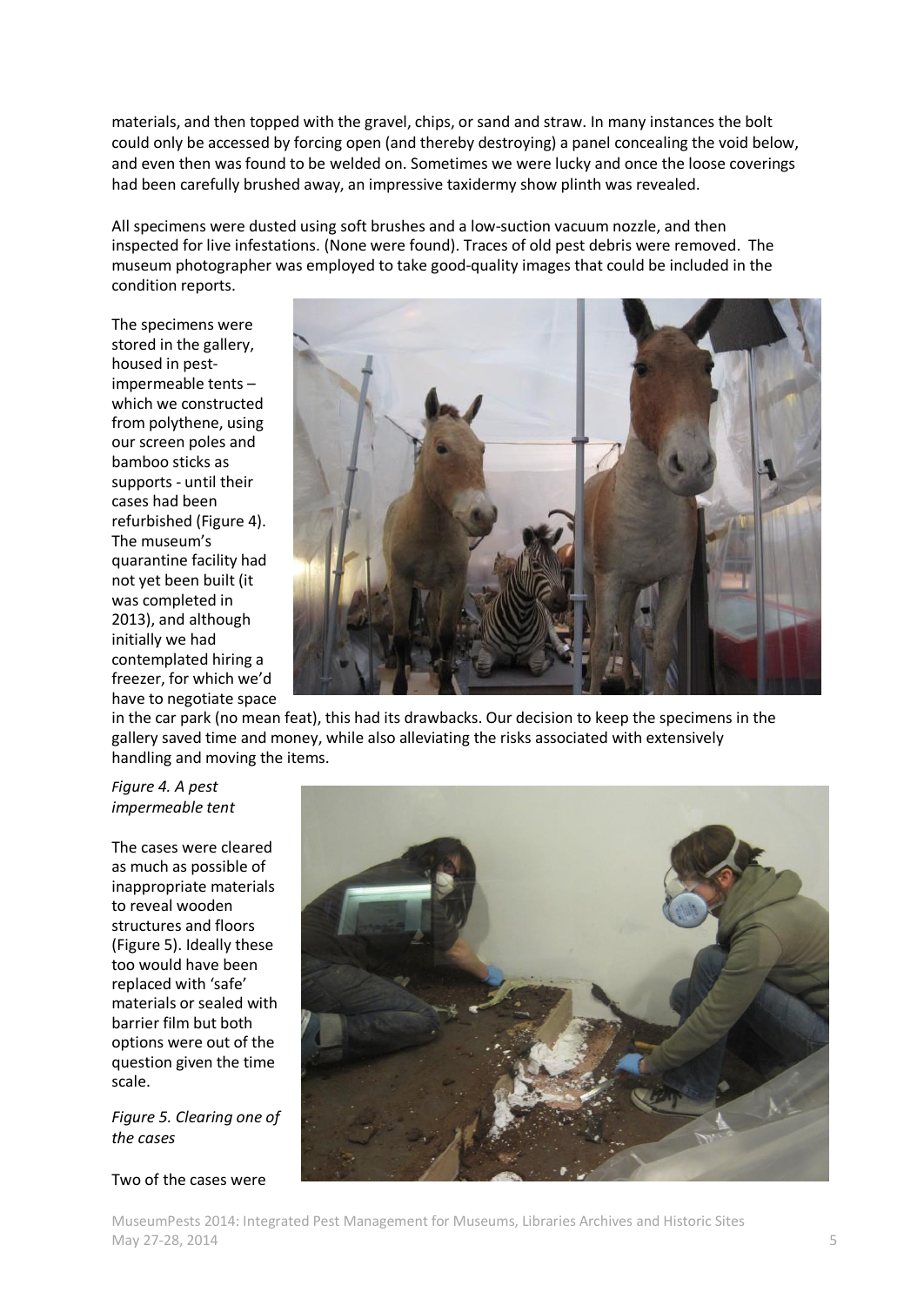materials, and then topped with the gravel, chips, or sand and straw. In many instances the bolt could only be accessed by forcing open (and thereby destroying) a panel concealing the void below, and even then was found to be welded on. Sometimes we were lucky and once the loose coverings had been carefully brushed away, an impressive taxidermy show plinth was revealed.

All specimens were dusted using soft brushes and a low-suction vacuum nozzle, and then inspected for live infestations. (None were found). Traces of old pest debris were removed. The museum photographer was employed to take good-quality images that could be included in the condition reports.

The specimens were stored in the gallery, housed in pest-impermeable tents – which we constructed from polythene, using our screen poles and bamboo sticks as supports - until their cases had been refurbished (Figure 4). The museum's quarantine facility had not yet been built (it was completed in 2013), and although initially we had contemplated hiring a freezer, for which we'd have to negotiate space in the car park (no mean feat), this had its drawbacks. Our decision to keep the specimens in the gallery saved time and money, while also alleviating the risks associated with extensively handling and moving the items.

*Figure 4. A pest impermeable tent*

The cases were cleared as much as possible of inappropriate materials to reveal wooden structures and floors (Figure 5). Ideally these too would have been replaced with 'safe' materials or sealed with barrier film but both options were out of the question given the time scale.

*Figure 5. Clearing one of the cases*

Two of the cases were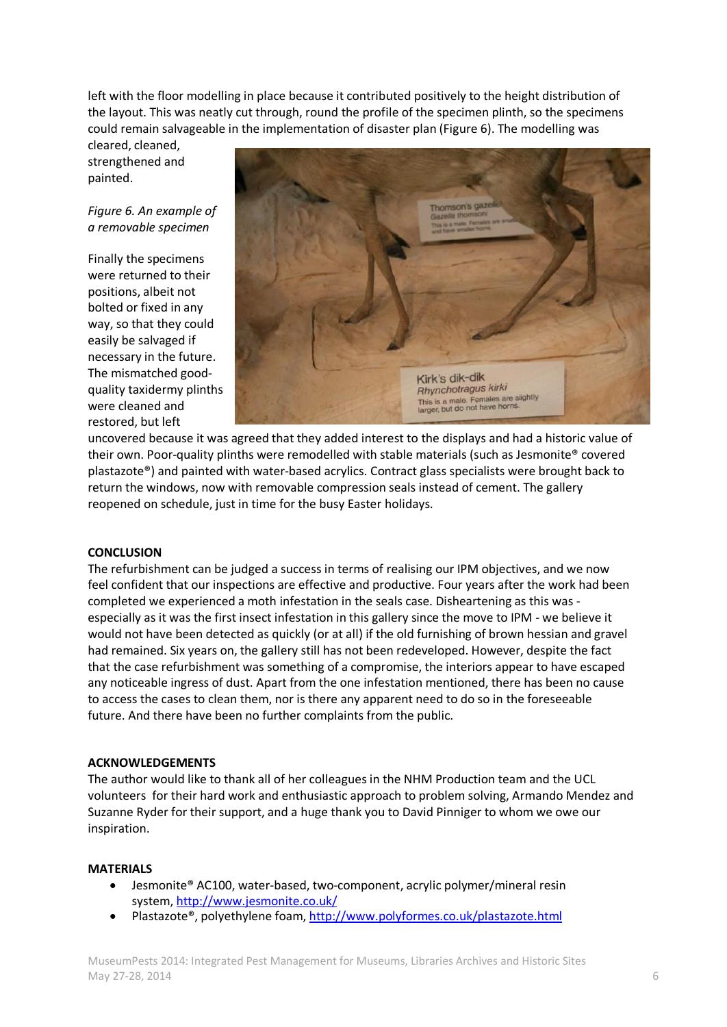left with the floor modelling in place because it contributed positively to the height distribution of the layout. This was neatly cut through, round the profile of the specimen plinth, so the specimens could remain salvageable in the implementation of disaster plan (Figure 6). The modelling was cleared, cleaned, strengthened and painted.

*Figure 6. An example of a removable specimen*

Finally the specimens were returned to their positions, albeit not bolted or fixed in any way, so that they could easily be salvaged if necessary in the future. The mismatched good-quality taxidermy plinths were cleaned and restored, but left uncovered because it was agreed that they added interest to the displays and had a historic value of their own. Poor-quality plinths were remodelled with stable materials (such as Jesmonite® covered plastazote®) and painted with water-based acrylics. Contract glass specialists were brought back to return the windows, now with removable compression seals instead of cement. The gallery reopened on schedule, just in time for the busy Easter holidays.

## CONCLUSION

The refurbishment can be judged a success in terms of realising our IPM objectives, and we now feel confident that our inspections are effective and productive. Four years after the work had been completed we experienced a moth infestation in the seals case. Disheartening as this was - especially as it was the first insect infestation in this gallery since the move to IPM - we believe it would not have been detected as quickly (or at all) if the old furnishing of brown hessian and gravel had remained. Six years on, the gallery still has not been redeveloped. However, despite the fact that the case refurbishment was something of a compromise, the interiors appear to have escaped any noticeable ingress of dust. Apart from the one infestation mentioned, there has been no cause to access the cases to clean them, nor is there any apparent need to do so in the foreseeable future. And there have been no further complaints from the public.

## ACKNOWLEDGEMENTS

The author would like to thank all of her colleagues in the NHM Production team and the UCL volunteers for their hard work and enthusiastic approach to problem solving, Armando Mendez and Suzanne Ryder for their support, and a huge thank you to David Pinniger to whom we owe our inspiration.

## MATERIALS

- Jesmonite® AC100, water-based, two-component, acrylic polymer/mineral resin system, http://www.jesmonite.co.uk/
- Plastazote®, polyethylene foam, http://www.polyformes.co.uk/plastazote.html